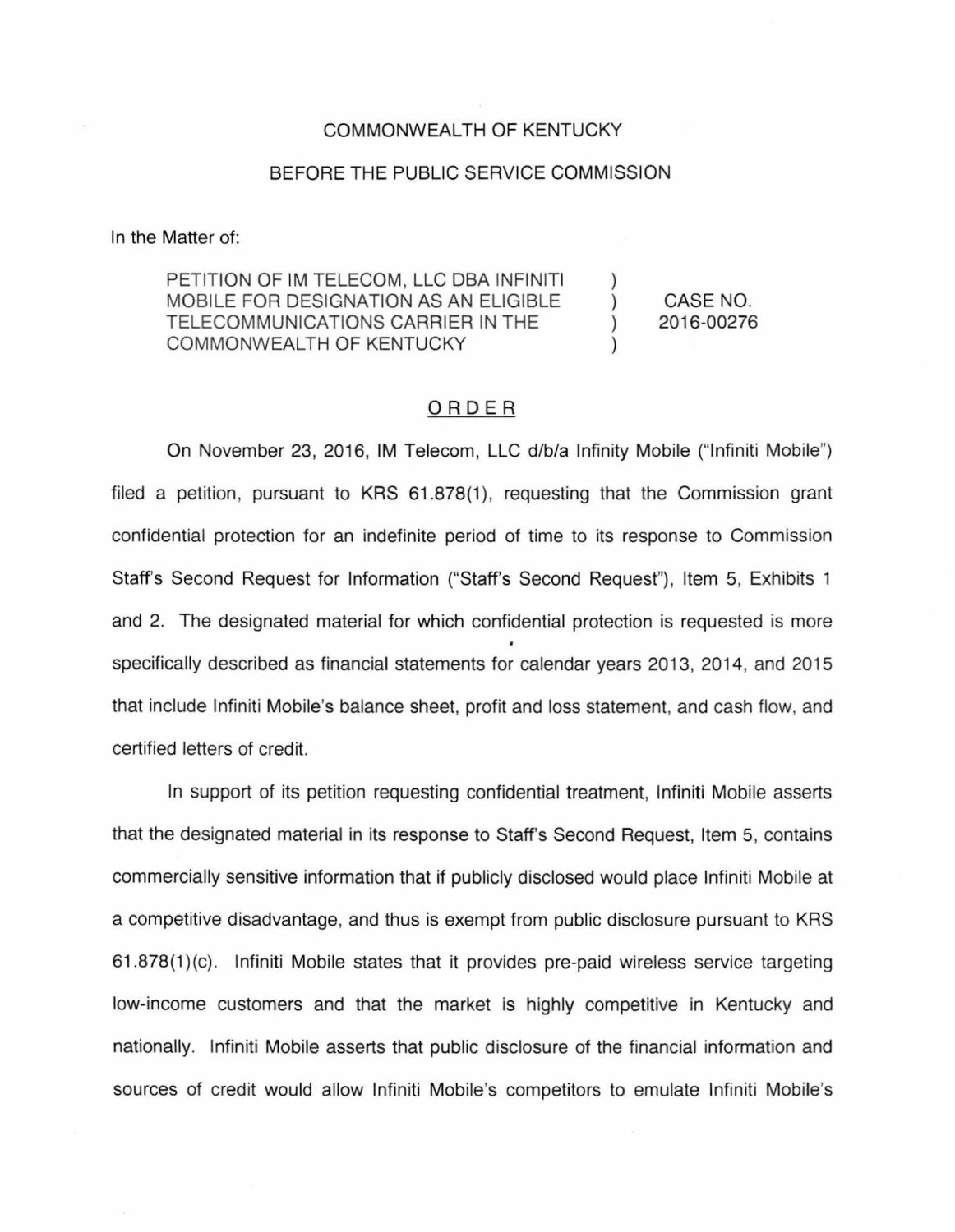COMMONWEALTH OF KENTUCKY

BEFORE THE PUBLIC SERVICE COMMISSION

In the Matter of:

| | | |
|---|---|---|
| PETITION OF IM TELECOM, LLC DBA INFINITI MOBILE FOR DESIGNATION AS AN ELIGIBLE TELECOMMUNICATIONS CARRIER IN THE COMMONWEALTH OF KENTUCKY | ) ) ) ) | CASE NO. 2016-00276 |

## ORDER

On November 23, 2016, IM Telecom, LLC d/b/a Infinity Mobile ("Infiniti Mobile") filed a petition, pursuant to KRS 61.878(1), requesting that the Commission grant confidential protection for an indefinite period of time to its response to Commission Staff's Second Request for Information ("Staff's Second Request"), Item 5, Exhibits 1 and 2. The designated material for which confidential protection is requested is more specifically described as financial statements for calendar years 2013, 2014, and 2015 that include Infiniti Mobile's balance sheet, profit and loss statement, and cash flow, and certified letters of credit.

In support of its petition requesting confidential treatment, Infiniti Mobile asserts that the designated material in its response to Staff's Second Request, Item 5, contains commercially sensitive information that if publicly disclosed would place Infiniti Mobile at a competitive disadvantage, and thus is exempt from public disclosure pursuant to KRS 61.878(1)(c). Infiniti Mobile states that it provides pre-paid wireless service targeting low-income customers and that the market is highly competitive in Kentucky and nationally. Infiniti Mobile asserts that public disclosure of the financial information and sources of credit would allow Infiniti Mobile's competitors to emulate Infiniti Mobile's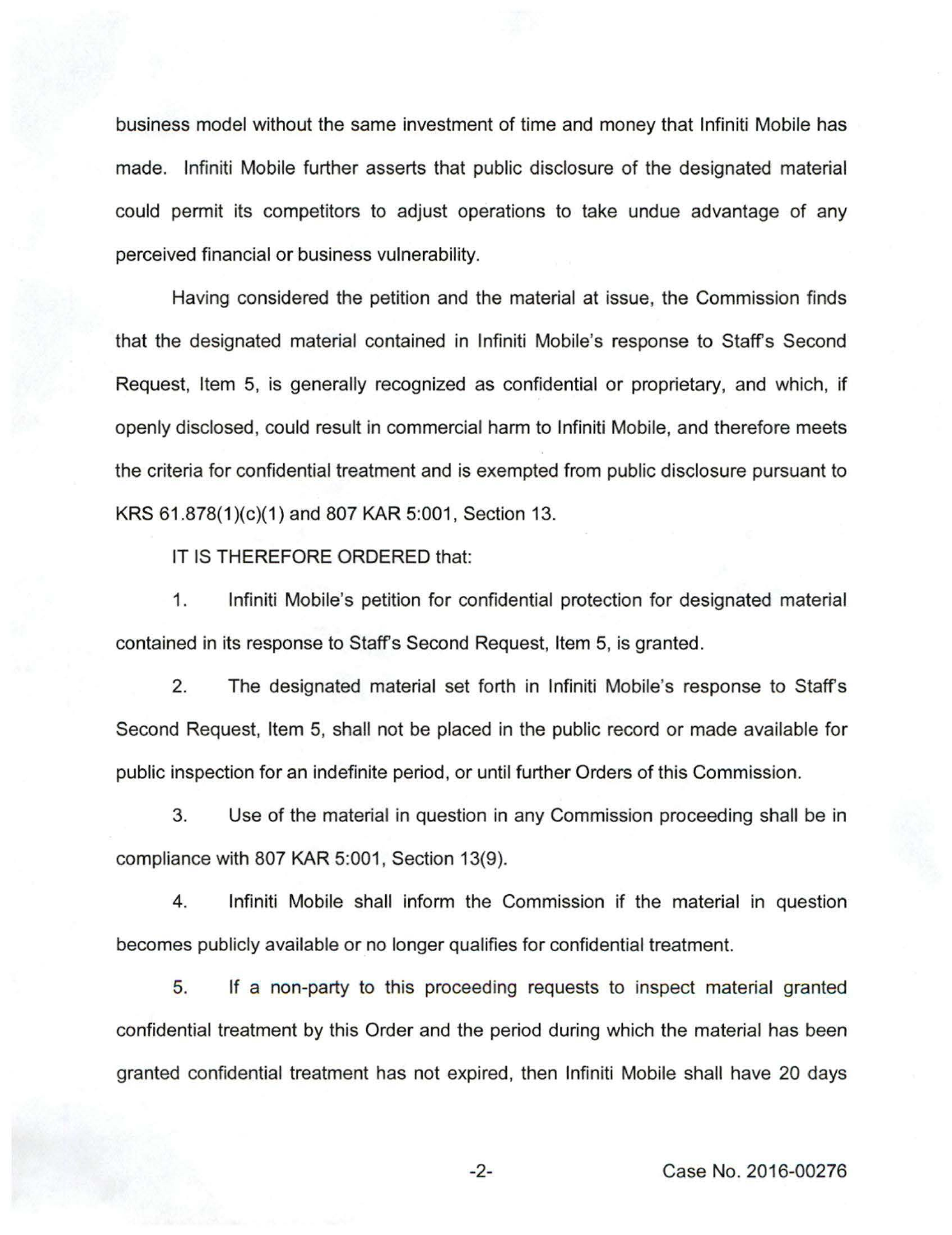business model without the same investment of time and money that Infiniti Mobile has made. Infiniti Mobile further asserts that public disclosure of the designated material could permit its competitors to adjust operations to take undue advantage of any perceived financial or business vulnerability.

Having considered the petition and the material at issue, the Commission finds that the designated material contained in Infiniti Mobile's response to Staff's Second Request, Item 5, is generally recognized as confidential or proprietary, and which, if openly disclosed, could result in commercial harm to Infiniti Mobile, and therefore meets the criteria for confidential treatment and is exempted from public disclosure pursuant to KRS 61.878(1)(c)(1) and 807 KAR 5:001, Section 13.

IT IS THEREFORE ORDERED that:

1. Infiniti Mobile's petition for confidential protection for designated material contained in its response to Staff's Second Request, Item 5, is granted.

2. The designated material set forth in Infiniti Mobile's response to Staff's Second Request, Item 5, shall not be placed in the public record or made available for public inspection for an indefinite period, or until further Orders of this Commission.

3. Use of the material in question in any Commission proceeding shall be in compliance with 807 KAR 5:001, Section 13(9).

4. Infiniti Mobile shall inform the Commission if the material in question becomes publicly available or no longer qualifies for confidential treatment.

5. If a non-party to this proceeding requests to inspect material granted confidential treatment by this Order and the period during which the material has been granted confidential treatment has not expired, then Infiniti Mobile shall have 20 days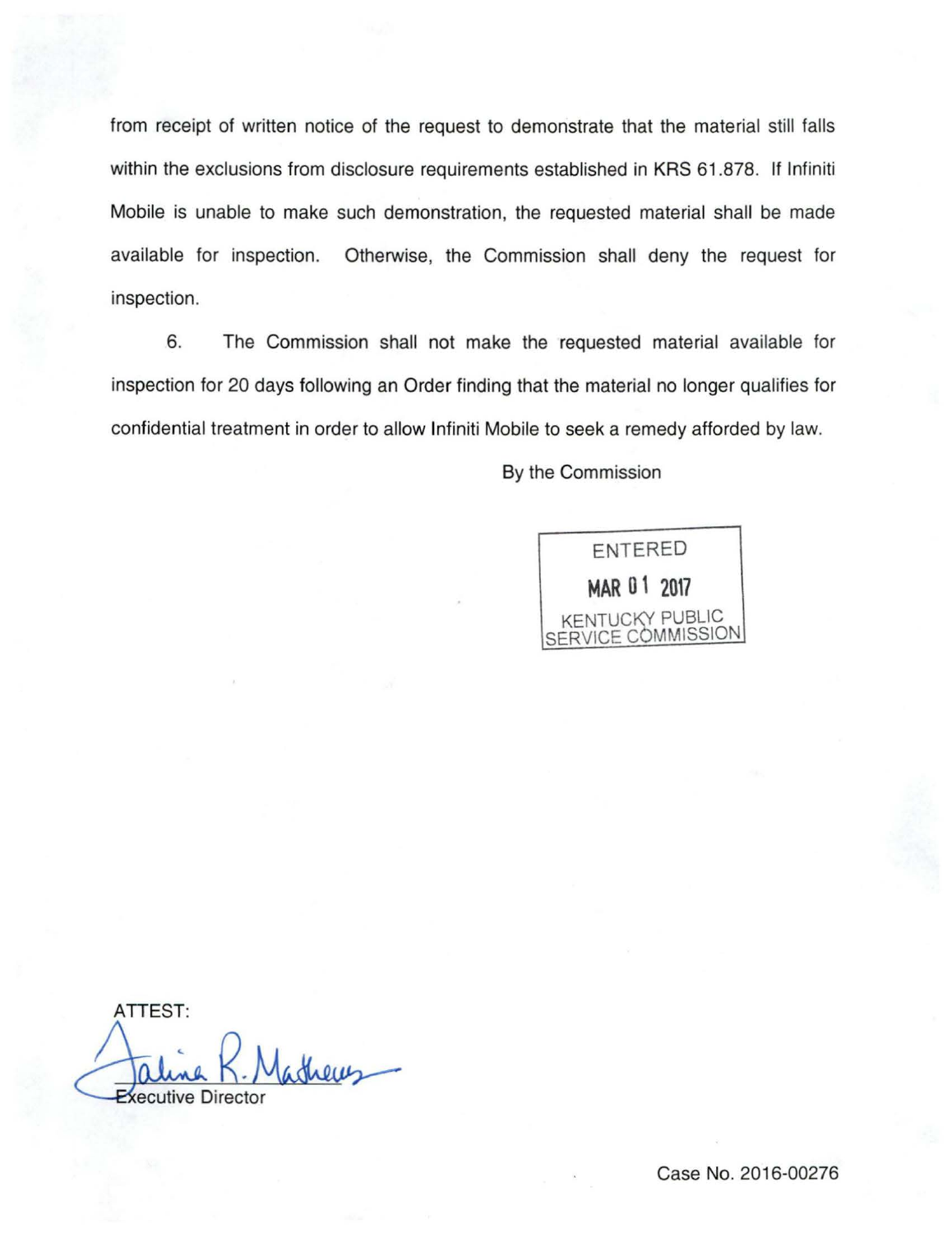from receipt of written notice of the request to demonstrate that the material still falls within the exclusions from disclosure requirements established in KRS 61.878. If Infiniti Mobile is unable to make such demonstration, the requested material shall be made available for inspection. Otherwise, the Commission shall deny the request for inspection.

6. The Commission shall not make the requested material available for inspection for 20 days following an Order finding that the material no longer qualifies for confidential treatment in order to allow Infiniti Mobile to seek a remedy afforded by law.

By the Commission

ENTERED
MAR 01 2017
KENTUCKY PUBLIC SERVICE COMMISSION

ATTEST:

Executive Director

Case No. 2016-00276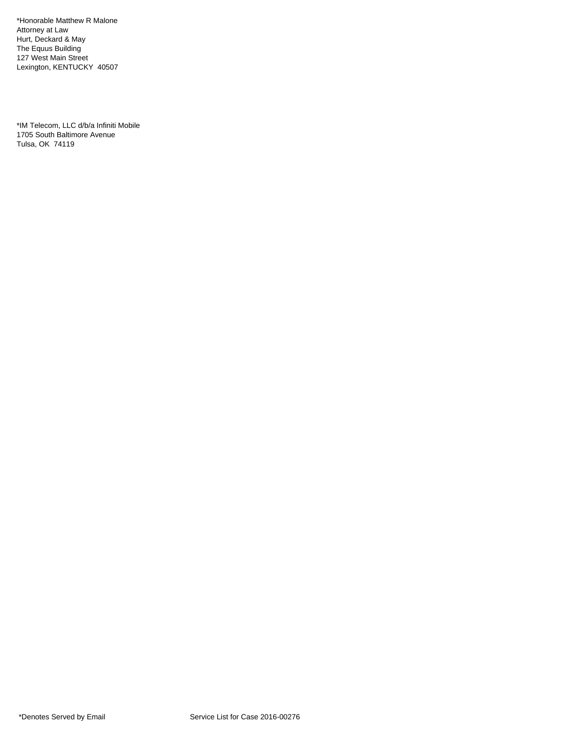*Honorable Matthew R Malone
Attorney at Law
Hurt, Deckard & May
The Equus Building
127 West Main Street
Lexington, KENTUCKY  40507

*IM Telecom, LLC d/b/a Infiniti Mobile
1705 South Baltimore Avenue
Tulsa, OK  74119

*Denotes Served by Email                    Service List for Case 2016-00276